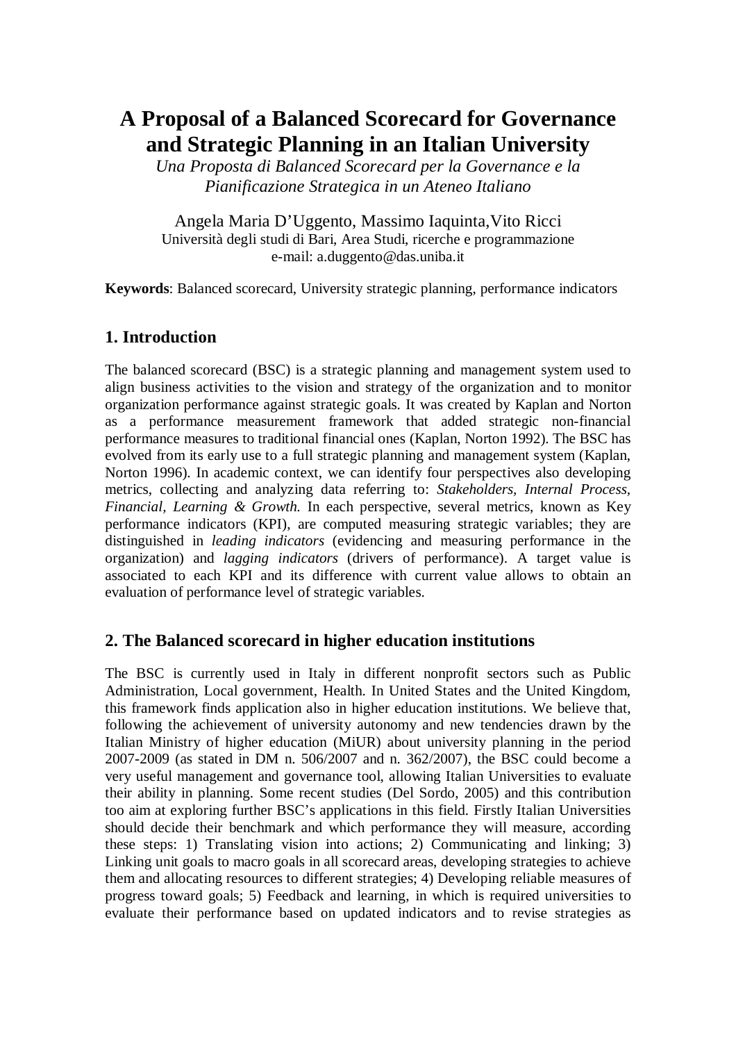# A Proposal of a Balanced Scorecard for Governance and Strategic Planning in an Italian University

*Una Proposta di Balanced Scorecard per la Governance e la Pianificazione Strategica in un Ateneo Italiano*

Angela Maria D'Uggento, Massimo Iaquinta,Vito Ricci
Università degli studi di Bari, Area Studi, ricerche e programmazione
e-mail: a.duggento@das.uniba.it

**Keywords**: Balanced scorecard, University strategic planning, performance indicators

## 1. Introduction

The balanced scorecard (BSC) is a strategic planning and management system used to align business activities to the vision and strategy of the organization and to monitor organization performance against strategic goals. It was created by Kaplan and Norton as a performance measurement framework that added strategic non-financial performance measures to traditional financial ones (Kaplan, Norton 1992). The BSC has evolved from its early use to a full strategic planning and management system (Kaplan, Norton 1996). In academic context, we can identify four perspectives also developing metrics, collecting and analyzing data referring to: *Stakeholders, Internal Process, Financial, Learning & Growth.* In each perspective, several metrics, known as Key performance indicators (KPI), are computed measuring strategic variables; they are distinguished in *leading indicators* (evidencing and measuring performance in the organization) and *lagging indicators* (drivers of performance). A target value is associated to each KPI and its difference with current value allows to obtain an evaluation of performance level of strategic variables.

## 2. The Balanced scorecard in higher education institutions

The BSC is currently used in Italy in different nonprofit sectors such as Public Administration, Local government, Health. In United States and the United Kingdom, this framework finds application also in higher education institutions. We believe that, following the achievement of university autonomy and new tendencies drawn by the Italian Ministry of higher education (MiUR) about university planning in the period 2007-2009 (as stated in DM n. 506/2007 and n. 362/2007), the BSC could become a very useful management and governance tool, allowing Italian Universities to evaluate their ability in planning. Some recent studies (Del Sordo, 2005) and this contribution too aim at exploring further BSC's applications in this field. Firstly Italian Universities should decide their benchmark and which performance they will measure, according these steps: 1) Translating vision into actions; 2) Communicating and linking; 3) Linking unit goals to macro goals in all scorecard areas, developing strategies to achieve them and allocating resources to different strategies; 4) Developing reliable measures of progress toward goals; 5) Feedback and learning, in which is required universities to evaluate their performance based on updated indicators and to revise strategies as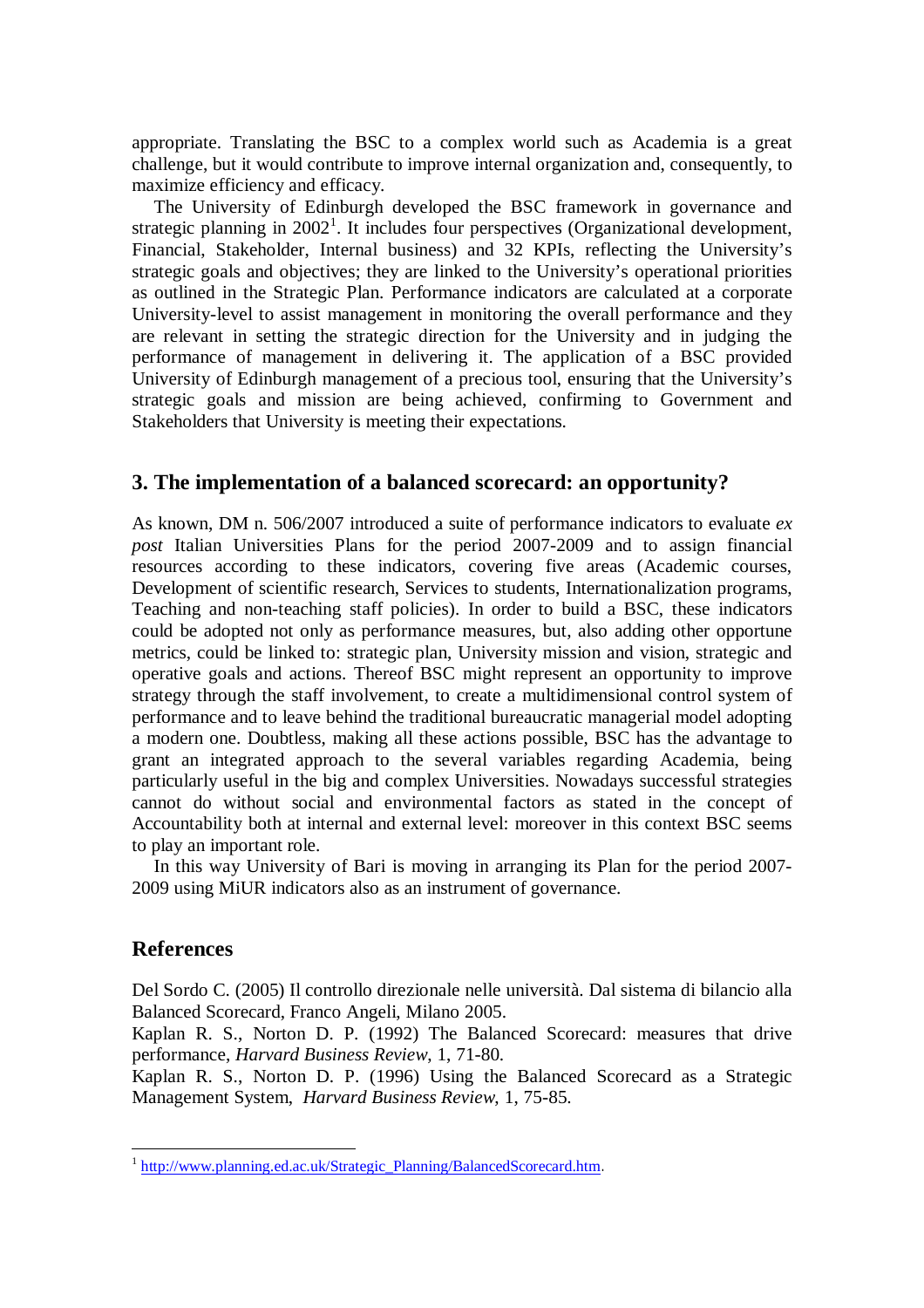appropriate. Translating the BSC to a complex world such as Academia is a great challenge, but it would contribute to improve internal organization and, consequently, to maximize efficiency and efficacy.

The University of Edinburgh developed the BSC framework in governance and strategic planning in 2002[1]. It includes four perspectives (Organizational development, Financial, Stakeholder, Internal business) and 32 KPIs, reflecting the University's strategic goals and objectives; they are linked to the University's operational priorities as outlined in the Strategic Plan. Performance indicators are calculated at a corporate University-level to assist management in monitoring the overall performance and they are relevant in setting the strategic direction for the University and in judging the performance of management in delivering it. The application of a BSC provided University of Edinburgh management of a precious tool, ensuring that the University's strategic goals and mission are being achieved, confirming to Government and Stakeholders that University is meeting their expectations.

## 3. The implementation of a balanced scorecard: an opportunity?

As known, DM n. 506/2007 introduced a suite of performance indicators to evaluate *ex post* Italian Universities Plans for the period 2007-2009 and to assign financial resources according to these indicators, covering five areas (Academic courses, Development of scientific research, Services to students, Internationalization programs, Teaching and non-teaching staff policies). In order to build a BSC, these indicators could be adopted not only as performance measures, but, also adding other opportune metrics, could be linked to: strategic plan, University mission and vision, strategic and operative goals and actions. Thereof BSC might represent an opportunity to improve strategy through the staff involvement, to create a multidimensional control system of performance and to leave behind the traditional bureaucratic managerial model adopting a modern one. Doubtless, making all these actions possible, BSC has the advantage to grant an integrated approach to the several variables regarding Academia, being particularly useful in the big and complex Universities. Nowadays successful strategies cannot do without social and environmental factors as stated in the concept of Accountability both at internal and external level: moreover in this context BSC seems to play an important role.

In this way University of Bari is moving in arranging its Plan for the period 2007-2009 using MiUR indicators also as an instrument of governance.

## References

Del Sordo C. (2005) Il controllo direzionale nelle università. Dal sistema di bilancio alla Balanced Scorecard, Franco Angeli, Milano 2005.

Kaplan R. S., Norton D. P. (1992) The Balanced Scorecard: measures that drive performance, *Harvard Business Review*, 1, 71-80.

Kaplan R. S., Norton D. P. (1996) Using the Balanced Scorecard as a Strategic Management System, *Harvard Business Review*, 1, 75-85.

---

[1] http://www.planning.ed.ac.uk/Strategic_Planning/BalancedScorecard.htm.